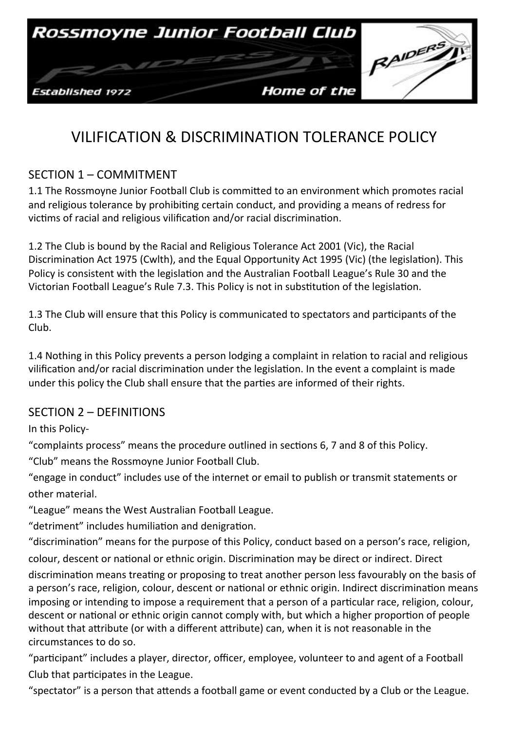Rossmoyne Junior Football Club

Established 1972

Home of the RAIDERS

# VILIFICATION & DISCRIMINATION TOLERANCE POLICY

## SECTION 1 – COMMITMENT

1.1 The Rossmoyne Junior Football Club is committed to an environment which promotes racial and religious tolerance by prohibiting certain conduct, and providing a means of redress for victims of racial and religious vilification and/or racial discrimination.

1.2 The Club is bound by the Racial and Religious Tolerance Act 2001 (Vic), the Racial Discrimination Act 1975 (Cwlth), and the Equal Opportunity Act 1995 (Vic) (the legislation). This Policy is consistent with the legislation and the Australian Football League's Rule 30 and the Victorian Football League's Rule 7.3. This Policy is not in substitution of the legislation.

1.3 The Club will ensure that this Policy is communicated to spectators and participants of the Club.

1.4 Nothing in this Policy prevents a person lodging a complaint in relation to racial and religious vilification and/or racial discrimination under the legislation. In the event a complaint is made under this policy the Club shall ensure that the parties are informed of their rights.

## SECTION 2 – DEFINITIONS

In this Policy-

"complaints process" means the procedure outlined in sections 6, 7 and 8 of this Policy.

"Club" means the Rossmoyne Junior Football Club.

"engage in conduct" includes use of the internet or email to publish or transmit statements or other material.

"League" means the West Australian Football League.

"detriment" includes humiliation and denigration.

"discrimination" means for the purpose of this Policy, conduct based on a person's race, religion, colour, descent or national or ethnic origin. Discrimination may be direct or indirect. Direct discrimination means treating or proposing to treat another person less favourably on the basis of a person's race, religion, colour, descent or national or ethnic origin. Indirect discrimination means imposing or intending to impose a requirement that a person of a particular race, religion, colour, descent or national or ethnic origin cannot comply with, but which a higher proportion of people without that attribute (or with a different attribute) can, when it is not reasonable in the circumstances to do so.

"participant" includes a player, director, officer, employee, volunteer to and agent of a Football Club that participates in the League.

"spectator" is a person that attends a football game or event conducted by a Club or the League.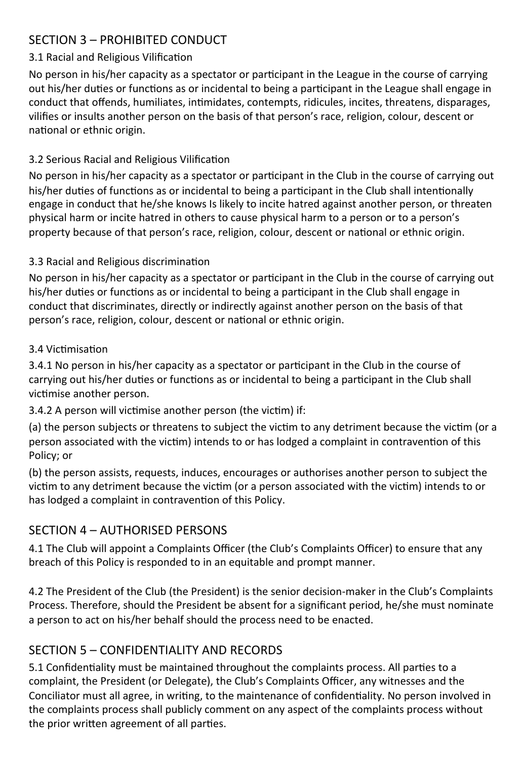## SECTION 3 – PROHIBITED CONDUCT

### 3.1 Racial and Religious Vilification

No person in his/her capacity as a spectator or participant in the League in the course of carrying out his/her duties or functions as or incidental to being a participant in the League shall engage in conduct that offends, humiliates, intimidates, contempts, ridicules, incites, threatens, disparages, vilifies or insults another person on the basis of that person's race, religion, colour, descent or national or ethnic origin.

### 3.2 Serious Racial and Religious Vilification

No person in his/her capacity as a spectator or participant in the Club in the course of carrying out his/her duties of functions as or incidental to being a participant in the Club shall intentionally engage in conduct that he/she knows Is likely to incite hatred against another person, or threaten physical harm or incite hatred in others to cause physical harm to a person or to a person's property because of that person's race, religion, colour, descent or national or ethnic origin.

### 3.3 Racial and Religious discrimination

No person in his/her capacity as a spectator or participant in the Club in the course of carrying out his/her duties or functions as or incidental to being a participant in the Club shall engage in conduct that discriminates, directly or indirectly against another person on the basis of that person's race, religion, colour, descent or national or ethnic origin.

### 3.4 Victimisation

3.4.1 No person in his/her capacity as a spectator or participant in the Club in the course of carrying out his/her duties or functions as or incidental to being a participant in the Club shall victimise another person.

3.4.2 A person will victimise another person (the victim) if:

(a) the person subjects or threatens to subject the victim to any detriment because the victim (or a person associated with the victim) intends to or has lodged a complaint in contravention of this Policy; or

(b) the person assists, requests, induces, encourages or authorises another person to subject the victim to any detriment because the victim (or a person associated with the victim) intends to or has lodged a complaint in contravention of this Policy.

## SECTION 4 – AUTHORISED PERSONS

4.1 The Club will appoint a Complaints Officer (the Club's Complaints Officer) to ensure that any breach of this Policy is responded to in an equitable and prompt manner.

4.2 The President of the Club (the President) is the senior decision-maker in the Club's Complaints Process. Therefore, should the President be absent for a significant period, he/she must nominate a person to act on his/her behalf should the process need to be enacted.

## SECTION 5 – CONFIDENTIALITY AND RECORDS

5.1 Confidentiality must be maintained throughout the complaints process. All parties to a complaint, the President (or Delegate), the Club's Complaints Officer, any witnesses and the Conciliator must all agree, in writing, to the maintenance of confidentiality. No person involved in the complaints process shall publicly comment on any aspect of the complaints process without the prior written agreement of all parties.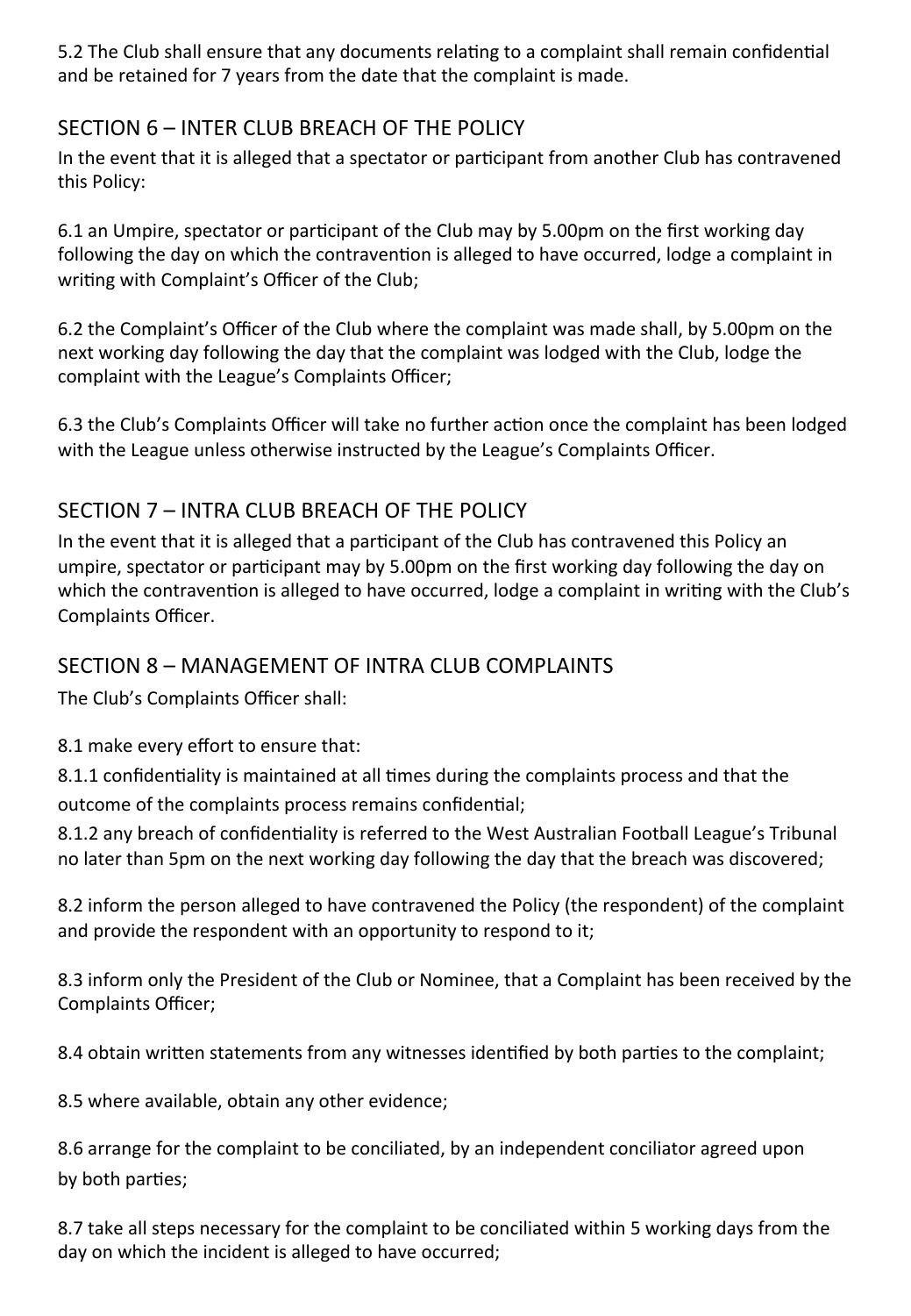5.2 The Club shall ensure that any documents relating to a complaint shall remain confidential and be retained for 7 years from the date that the complaint is made.

## SECTION 6 – INTER CLUB BREACH OF THE POLICY

In the event that it is alleged that a spectator or participant from another Club has contravened this Policy:

6.1 an Umpire, spectator or participant of the Club may by 5.00pm on the first working day following the day on which the contravention is alleged to have occurred, lodge a complaint in writing with Complaint's Officer of the Club;

6.2 the Complaint's Officer of the Club where the complaint was made shall, by 5.00pm on the next working day following the day that the complaint was lodged with the Club, lodge the complaint with the League's Complaints Officer;

6.3 the Club's Complaints Officer will take no further action once the complaint has been lodged with the League unless otherwise instructed by the League's Complaints Officer.

## SECTION 7 – INTRA CLUB BREACH OF THE POLICY

In the event that it is alleged that a participant of the Club has contravened this Policy an umpire, spectator or participant may by 5.00pm on the first working day following the day on which the contravention is alleged to have occurred, lodge a complaint in writing with the Club's Complaints Officer.

## SECTION 8 – MANAGEMENT OF INTRA CLUB COMPLAINTS

The Club's Complaints Officer shall:

8.1 make every effort to ensure that:

8.1.1 confidentiality is maintained at all times during the complaints process and that the outcome of the complaints process remains confidential;

8.1.2 any breach of confidentiality is referred to the West Australian Football League's Tribunal no later than 5pm on the next working day following the day that the breach was discovered;

8.2 inform the person alleged to have contravened the Policy (the respondent) of the complaint and provide the respondent with an opportunity to respond to it;

8.3 inform only the President of the Club or Nominee, that a Complaint has been received by the Complaints Officer;

8.4 obtain written statements from any witnesses identified by both parties to the complaint;

8.5 where available, obtain any other evidence;

8.6 arrange for the complaint to be conciliated, by an independent conciliator agreed upon by both parties;

8.7 take all steps necessary for the complaint to be conciliated within 5 working days from the day on which the incident is alleged to have occurred;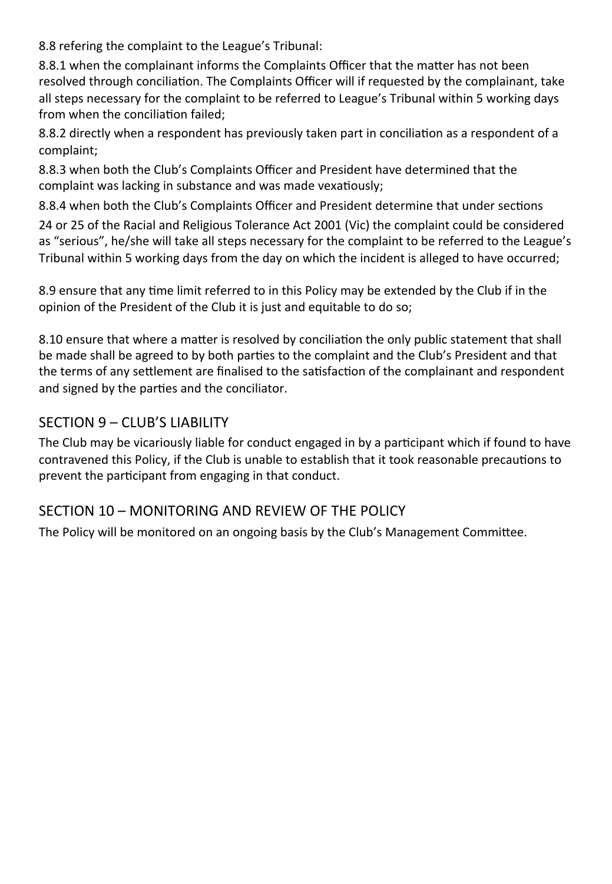8.8 refering the complaint to the League's Tribunal:

8.8.1 when the complainant informs the Complaints Officer that the matter has not been resolved through conciliation. The Complaints Officer will if requested by the complainant, take all steps necessary for the complaint to be referred to League's Tribunal within 5 working days from when the conciliation failed;

8.8.2 directly when a respondent has previously taken part in conciliation as a respondent of a complaint;

8.8.3 when both the Club's Complaints Officer and President have determined that the complaint was lacking in substance and was made vexatiously;

8.8.4 when both the Club's Complaints Officer and President determine that under sections 24 or 25 of the Racial and Religious Tolerance Act 2001 (Vic) the complaint could be considered as "serious", he/she will take all steps necessary for the complaint to be referred to the League's Tribunal within 5 working days from the day on which the incident is alleged to have occurred;

8.9 ensure that any time limit referred to in this Policy may be extended by the Club if in the opinion of the President of the Club it is just and equitable to do so;

8.10 ensure that where a matter is resolved by conciliation the only public statement that shall be made shall be agreed to by both parties to the complaint and the Club's President and that the terms of any settlement are finalised to the satisfaction of the complainant and respondent and signed by the parties and the conciliator.

## SECTION 9 – CLUB'S LIABILITY

The Club may be vicariously liable for conduct engaged in by a participant which if found to have contravened this Policy, if the Club is unable to establish that it took reasonable precautions to prevent the participant from engaging in that conduct.

## SECTION 10 – MONITORING AND REVIEW OF THE POLICY

The Policy will be monitored on an ongoing basis by the Club's Management Committee.